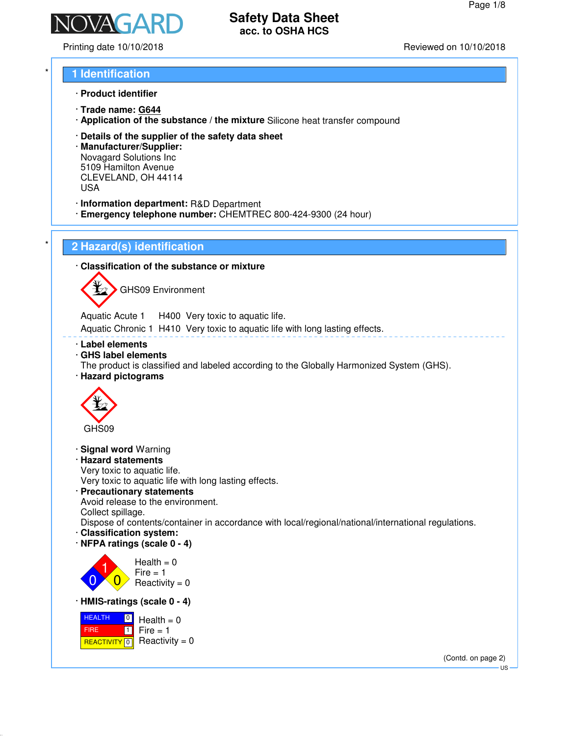# Safety Data Sheet
**acc. to OSHA HCS**

Printing date 10/10/2018 Reviewed on 10/10/2018

## 1 Identification

· **Product identifier**

· **Trade name: G644**
· **Application of the substance / the mixture** Silicone heat transfer compound

· **Details of the supplier of the safety data sheet**
· **Manufacturer/Supplier:**
Novagard Solutions Inc
5109 Hamilton Avenue
CLEVELAND, OH 44114
USA

· **Information department:** R&D Department
· **Emergency telephone number:** CHEMTREC 800-424-9300 (24 hour)

## 2 Hazard(s) identification

· **Classification of the substance or mixture**

GHS09 Environment

Aquatic Acute 1 H400 Very toxic to aquatic life.
Aquatic Chronic 1 H410 Very toxic to aquatic life with long lasting effects.

· **Label elements**
· **GHS label elements**
The product is classified and labeled according to the Globally Harmonized System (GHS).
· **Hazard pictograms**

GHS09

· **Signal word** Warning
· **Hazard statements**
Very toxic to aquatic life.
Very toxic to aquatic life with long lasting effects.
· **Precautionary statements**
Avoid release to the environment.
Collect spillage.
Dispose of contents/container in accordance with local/regional/national/international regulations.
· **Classification system:**
· **NFPA ratings (scale 0 - 4)**

Health = 0
Fire = 1
Reactivity = 0

· **HMIS-ratings (scale 0 - 4)**

| | |
|---|---|
| HEALTH | 0 |
| FIRE | 1 |
| REACTIVITY | 0 |

Health = 0
Fire = 1
Reactivity = 0

(Contd. on page 2)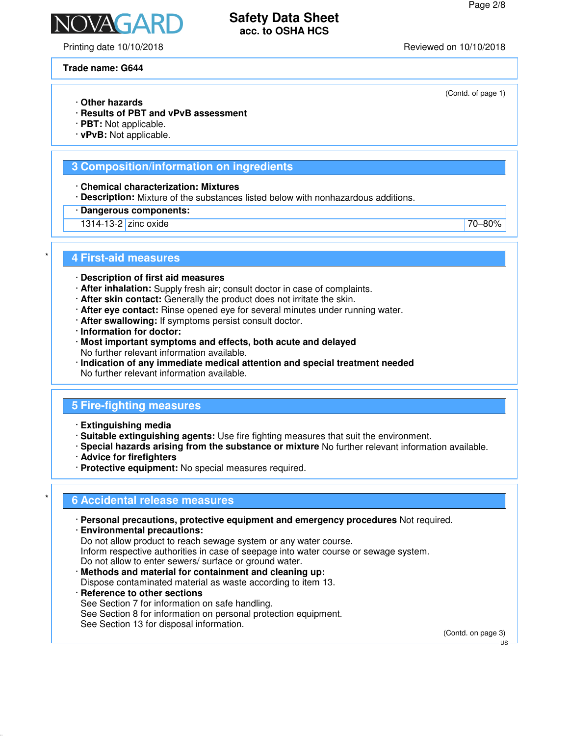**Trade name: G644**

(Contd. of page 1)

· **Other hazards**
· **Results of PBT and vPvB assessment**
· **PBT:** Not applicable.
· **vPvB:** Not applicable.

## 3 Composition/information on ingredients

· **Chemical characterization: Mixtures**
· **Description:** Mixture of the substances listed below with nonhazardous additions.

· **Dangerous components:**

| | | |
|---|---|---|
| 1314-13-2 | zinc oxide | 70–80% |

## 4 First-aid measures

· **Description of first aid measures**
· **After inhalation:** Supply fresh air; consult doctor in case of complaints.
· **After skin contact:** Generally the product does not irritate the skin.
· **After eye contact:** Rinse opened eye for several minutes under running water.
· **After swallowing:** If symptoms persist consult doctor.
· **Information for doctor:**
· **Most important symptoms and effects, both acute and delayed**
No further relevant information available.
· **Indication of any immediate medical attention and special treatment needed**
No further relevant information available.

## 5 Fire-fighting measures

· **Extinguishing media**
· **Suitable extinguishing agents:** Use fire fighting measures that suit the environment.
· **Special hazards arising from the substance or mixture** No further relevant information available.
· **Advice for firefighters**
· **Protective equipment:** No special measures required.

## 6 Accidental release measures

· **Personal precautions, protective equipment and emergency procedures** Not required.
· **Environmental precautions:**
Do not allow product to reach sewage system or any water course.
Inform respective authorities in case of seepage into water course or sewage system.
Do not allow to enter sewers/ surface or ground water.
· **Methods and material for containment and cleaning up:**
Dispose contaminated material as waste according to item 13.
· **Reference to other sections**
See Section 7 for information on safe handling.
See Section 8 for information on personal protection equipment.
See Section 13 for disposal information.

(Contd. on page 3)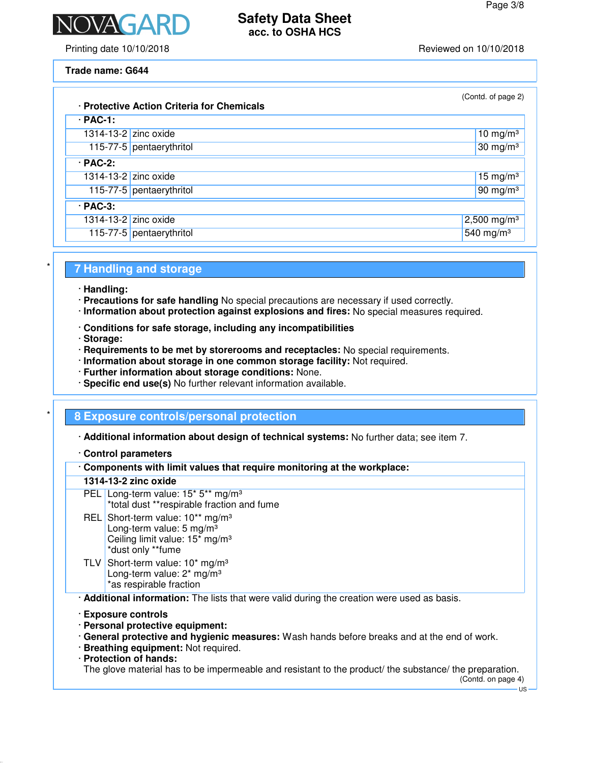**Trade name: G644**

(Contd. of page 2)

· **Protective Action Criteria for Chemicals**

| | | |
|---|---|---|
| · **PAC-1:** | | |
| 1314-13-2 | zinc oxide | 10 mg/m³ |
| 115-77-5 | pentaerythritol | 30 mg/m³ |
| · **PAC-2:** | | |
| 1314-13-2 | zinc oxide | 15 mg/m³ |
| 115-77-5 | pentaerythritol | 90 mg/m³ |
| · **PAC-3:** | | |
| 1314-13-2 | zinc oxide | 2,500 mg/m³ |
| 115-77-5 | pentaerythritol | 540 mg/m³ |

## 7 Handling and storage

· **Handling:**
· **Precautions for safe handling** No special precautions are necessary if used correctly.
· **Information about protection against explosions and fires:** No special measures required.

· **Conditions for safe storage, including any incompatibilities**
· **Storage:**
· **Requirements to be met by storerooms and receptacles:** No special requirements.
· **Information about storage in one common storage facility:** Not required.
· **Further information about storage conditions:** None.
· **Specific end use(s)** No further relevant information available.

## 8 Exposure controls/personal protection

· **Additional information about design of technical systems:** No further data; see item 7.

· **Control parameters**

· **Components with limit values that require monitoring at the workplace:**

**1314-13-2 zinc oxide**

| | |
|---|---|
| PEL | Long-term value: 15* 5** mg/m³<br>*total dust **respirable fraction and fume |
| REL | Short-term value: 10** mg/m³<br>Long-term value: 5 mg/m³<br>Ceiling limit value: 15* mg/m³<br>*dust only **fume |
| TLV | Short-term value: 10* mg/m³<br>Long-term value: 2* mg/m³<br>*as respirable fraction |

· **Additional information:** The lists that were valid during the creation were used as basis.

· **Exposure controls**
· **Personal protective equipment:**
· **General protective and hygienic measures:** Wash hands before breaks and at the end of work.
· **Breathing equipment:** Not required.
· **Protection of hands:**
The glove material has to be impermeable and resistant to the product/ the substance/ the preparation.

(Contd. on page 4)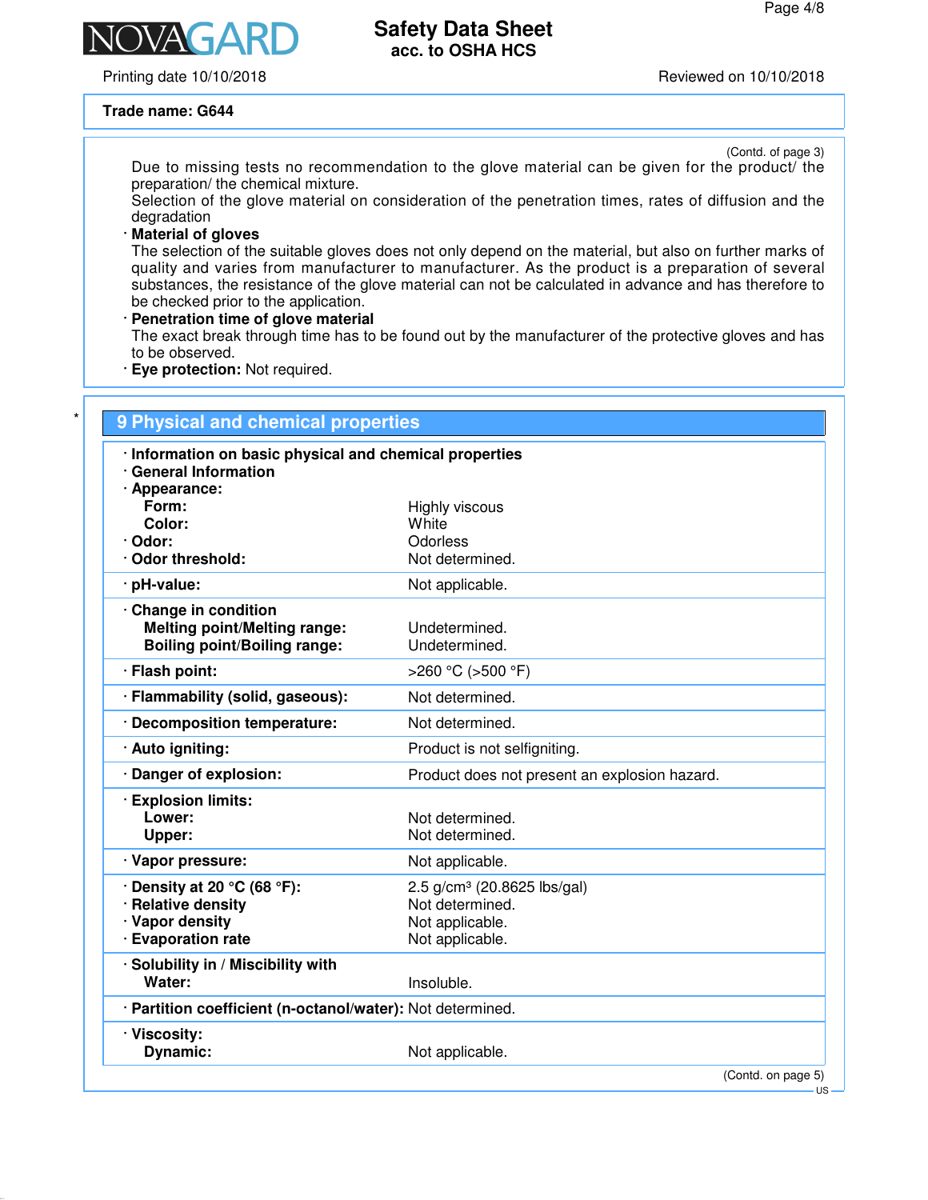Trade name: G644

(Contd. of page 3)

Due to missing tests no recommendation to the glove material can be given for the product/ the preparation/ the chemical mixture.
Selection of the glove material on consideration of the penetration times, rates of diffusion and the degradation

· **Material of gloves**
The selection of the suitable gloves does not only depend on the material, but also on further marks of quality and varies from manufacturer to manufacturer. As the product is a preparation of several substances, the resistance of the glove material can not be calculated in advance and has therefore to be checked prior to the application.

· **Penetration time of glove material**
The exact break through time has to be found out by the manufacturer of the protective gloves and has to be observed.

· **Eye protection:** Not required.

## 9 Physical and chemical properties

· **Information on basic physical and chemical properties**
· **General Information**

| | |
|---|---|
| · **Appearance:** | |
| **Form:** | Highly viscous |
| **Color:** | White |
| · **Odor:** | Odorless |
| · **Odor threshold:** | Not determined. |
| · **pH-value:** | Not applicable. |
| · **Change in condition** | |
| **Melting point/Melting range:** | Undetermined. |
| **Boiling point/Boiling range:** | Undetermined. |
| · **Flash point:** | >260 °C (>500 °F) |
| · **Flammability (solid, gaseous):** | Not determined. |
| · **Decomposition temperature:** | Not determined. |
| · **Auto igniting:** | Product is not selfigniting. |
| · **Danger of explosion:** | Product does not present an explosion hazard. |
| · **Explosion limits:** | |
| **Lower:** | Not determined. |
| **Upper:** | Not determined. |
| · **Vapor pressure:** | Not applicable. |
| · **Density at 20 °C (68 °F):** | 2.5 g/cm³ (20.8625 lbs/gal) |
| · **Relative density** | Not determined. |
| · **Vapor density** | Not applicable. |
| · **Evaporation rate** | Not applicable. |
| · **Solubility in / Miscibility with** | |
| **Water:** | Insoluble. |
| · **Partition coefficient (n-octanol/water):** | Not determined. |
| · **Viscosity:** | |
| **Dynamic:** | Not applicable. |

(Contd. on page 5)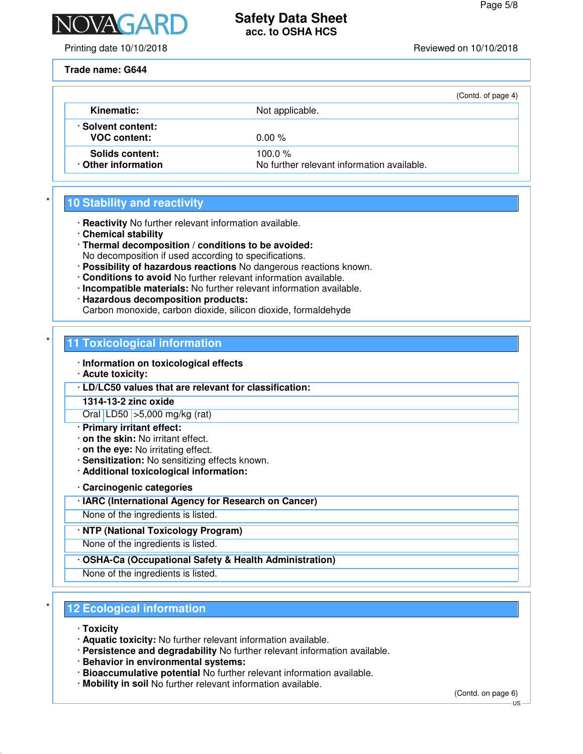Trade name: G644

(Contd. of page 4)

| | |
|---|---|
| **Kinematic:** | Not applicable. |
| · **Solvent content:** **VOC content:** | 0.00 % |
| **Solids content:** | 100.0 % |
| · **Other information** | No further relevant information available. |

## 10 Stability and reactivity

· **Reactivity** No further relevant information available.
· **Chemical stability**
· **Thermal decomposition / conditions to be avoided:**
No decomposition if used according to specifications.
· **Possibility of hazardous reactions** No dangerous reactions known.
· **Conditions to avoid** No further relevant information available.
· **Incompatible materials:** No further relevant information available.
· **Hazardous decomposition products:**
Carbon monoxide, carbon dioxide, silicon dioxide, formaldehyde

## 11 Toxicological information

· **Information on toxicological effects**
· **Acute toxicity:**

| · LD/LC50 values that are relevant for classification: | | |
|---|---|---|
| **1314-13-2 zinc oxide** | | |
| Oral | LD50 | >5,000 mg/kg (rat) |

· **Primary irritant effect:**
· **on the skin:** No irritant effect.
· **on the eye:** No irritating effect.
· **Sensitization:** No sensitizing effects known.
· **Additional toxicological information:**

· **Carcinogenic categories**

| · IARC (International Agency for Research on Cancer) |
|---|
| None of the ingredients is listed. |

| · NTP (National Toxicology Program) |
|---|
| None of the ingredients is listed. |

| · OSHA-Ca (Occupational Safety & Health Administration) |
|---|
| None of the ingredients is listed. |

## 12 Ecological information

· **Toxicity**
· **Aquatic toxicity:** No further relevant information available.
· **Persistence and degradability** No further relevant information available.
· **Behavior in environmental systems:**
· **Bioaccumulative potential** No further relevant information available.
· **Mobility in soil** No further relevant information available.

(Contd. on page 6)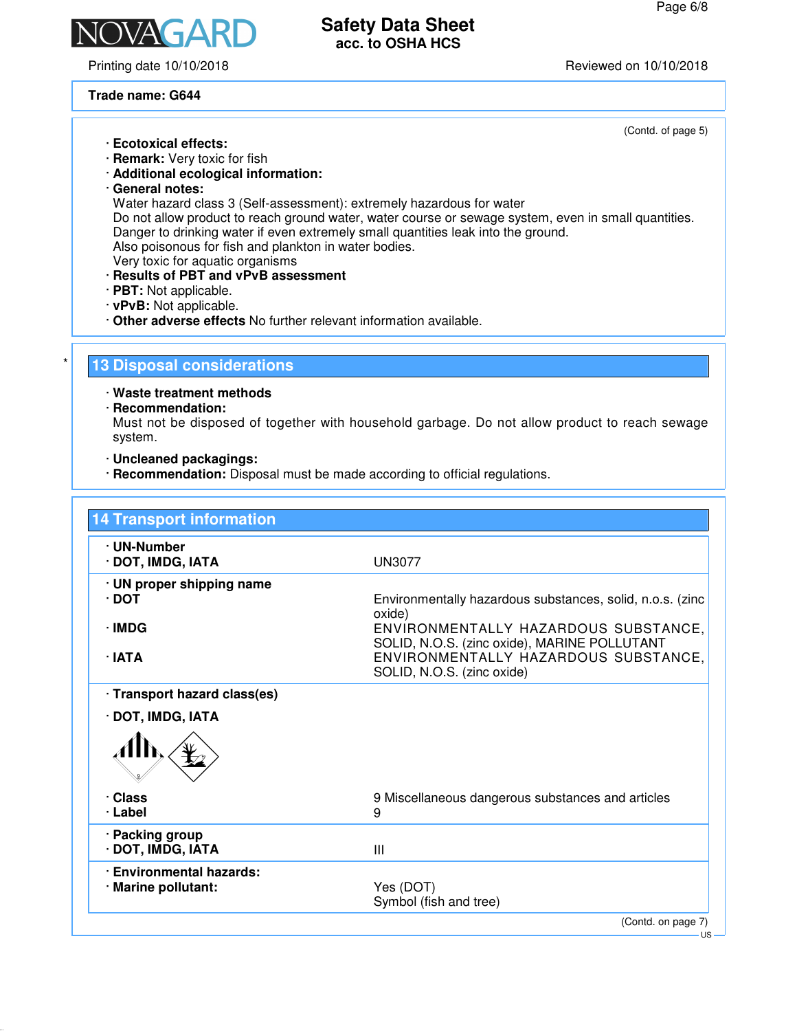**Trade name: G644**

(Contd. of page 5)

- **Ecotoxical effects:**
- **Remark:** Very toxic for fish
- **Additional ecological information:**
- **General notes:**
  Water hazard class 3 (Self-assessment): extremely hazardous for water
  Do not allow product to reach ground water, water course or sewage system, even in small quantities.
  Danger to drinking water if even extremely small quantities leak into the ground.
  Also poisonous for fish and plankton in water bodies.
  Very toxic for aquatic organisms
- **Results of PBT and vPvB assessment**
- **PBT:** Not applicable.
- **vPvB:** Not applicable.
- **Other adverse effects** No further relevant information available.

## 13 Disposal considerations

- **Waste treatment methods**
- **Recommendation:**
  Must not be disposed of together with household garbage. Do not allow product to reach sewage system.
- **Uncleaned packagings:**
- **Recommendation:** Disposal must be made according to official regulations.

## 14 Transport information

| | |
|---|---|
| **· UN-Number** | |
| **· DOT, IMDG, IATA** | UN3077 |
| **· UN proper shipping name** | |
| **· DOT** | Environmentally hazardous substances, solid, n.o.s. (zinc oxide) |
| **· IMDG** | ENVIRONMENTALLY HAZARDOUS SUBSTANCE, SOLID, N.O.S. (zinc oxide), MARINE POLLUTANT |
| **· IATA** | ENVIRONMENTALLY HAZARDOUS SUBSTANCE, SOLID, N.O.S. (zinc oxide) |
| **· Transport hazard class(es)** | |
| **· DOT, IMDG, IATA** | |
| **· Class** | 9 Miscellaneous dangerous substances and articles |
| **· Label** | 9 |
| **· Packing group** | |
| **· DOT, IMDG, IATA** | III |
| **· Environmental hazards:** | |
| **· Marine pollutant:** | Yes (DOT)<br>Symbol (fish and tree) |

(Contd. on page 7)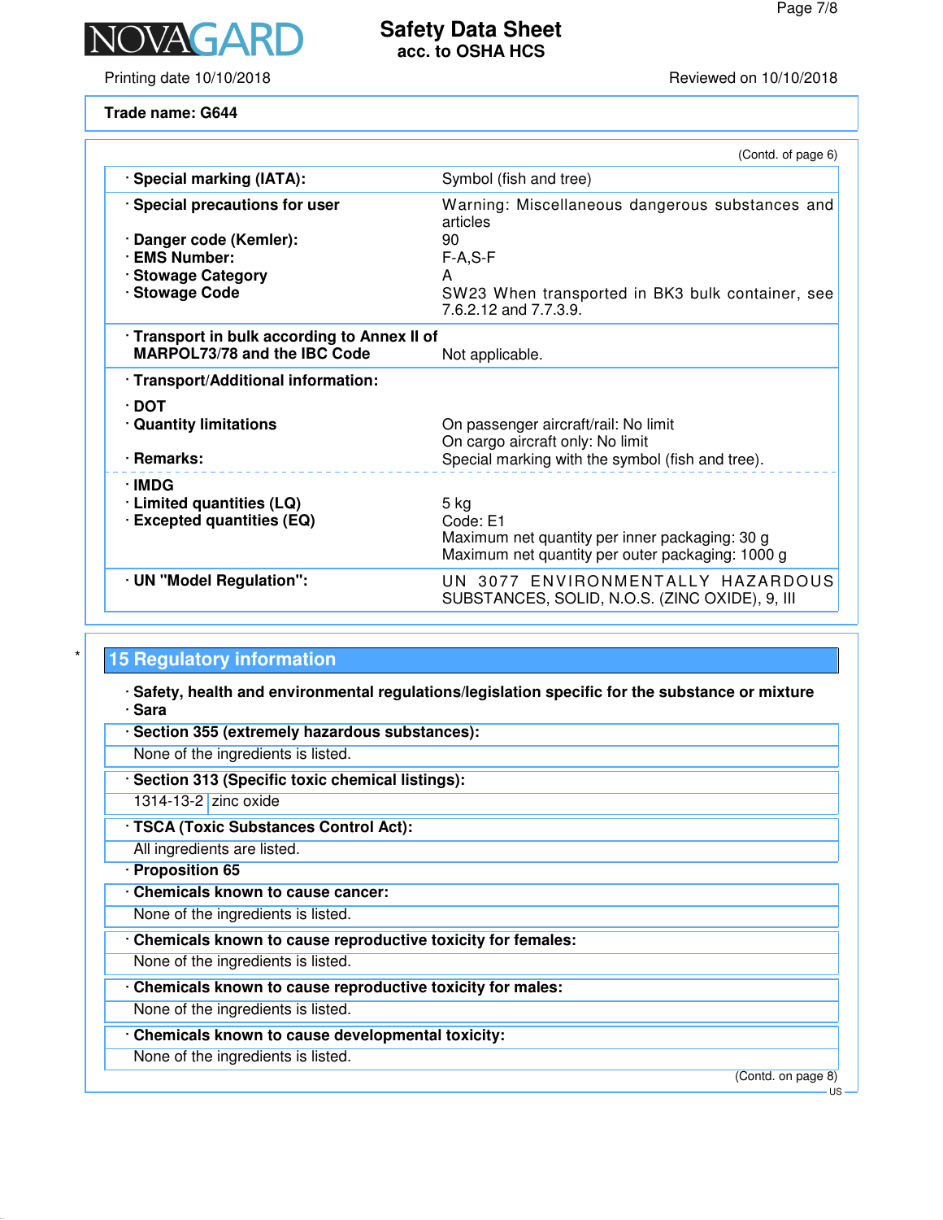Trade name: G644

(Contd. of page 6)

| | |
|---|---|
| · Special marking (IATA): | Symbol (fish and tree) |
| · Special precautions for user | Warning: Miscellaneous dangerous substances and articles |
| · Danger code (Kemler): | 90 |
| · EMS Number: | F-A,S-F |
| · Stowage Category | A |
| · Stowage Code | SW23 When transported in BK3 bulk container, see 7.6.2.12 and 7.7.3.9. |
| · Transport in bulk according to Annex II of MARPOL73/78 and the IBC Code | Not applicable. |
| · Transport/Additional information: | |
| · DOT | |
| · Quantity limitations | On passenger aircraft/rail: No limit<br>On cargo aircraft only: No limit |
| · Remarks: | Special marking with the symbol (fish and tree). |
| · IMDG | |
| · Limited quantities (LQ) | 5 kg |
| · Excepted quantities (EQ) | Code: E1<br>Maximum net quantity per inner packaging: 30 g<br>Maximum net quantity per outer packaging: 1000 g |
| · UN "Model Regulation": | UN 3077 ENVIRONMENTALLY HAZARDOUS SUBSTANCES, SOLID, N.O.S. (ZINC OXIDE), 9, III |

## 15 Regulatory information

· **Safety, health and environmental regulations/legislation specific for the substance or mixture**

· **Sara**

· **Section 355 (extremely hazardous substances):**

None of the ingredients is listed.

· **Section 313 (Specific toxic chemical listings):**

| | |
|---|---|
| 1314-13-2 | zinc oxide |

· **TSCA (Toxic Substances Control Act):**

All ingredients are listed.

· **Proposition 65**

· **Chemicals known to cause cancer:**

None of the ingredients is listed.

· **Chemicals known to cause reproductive toxicity for females:**

None of the ingredients is listed.

· **Chemicals known to cause reproductive toxicity for males:**

None of the ingredients is listed.

· **Chemicals known to cause developmental toxicity:**

None of the ingredients is listed.

(Contd. on page 8)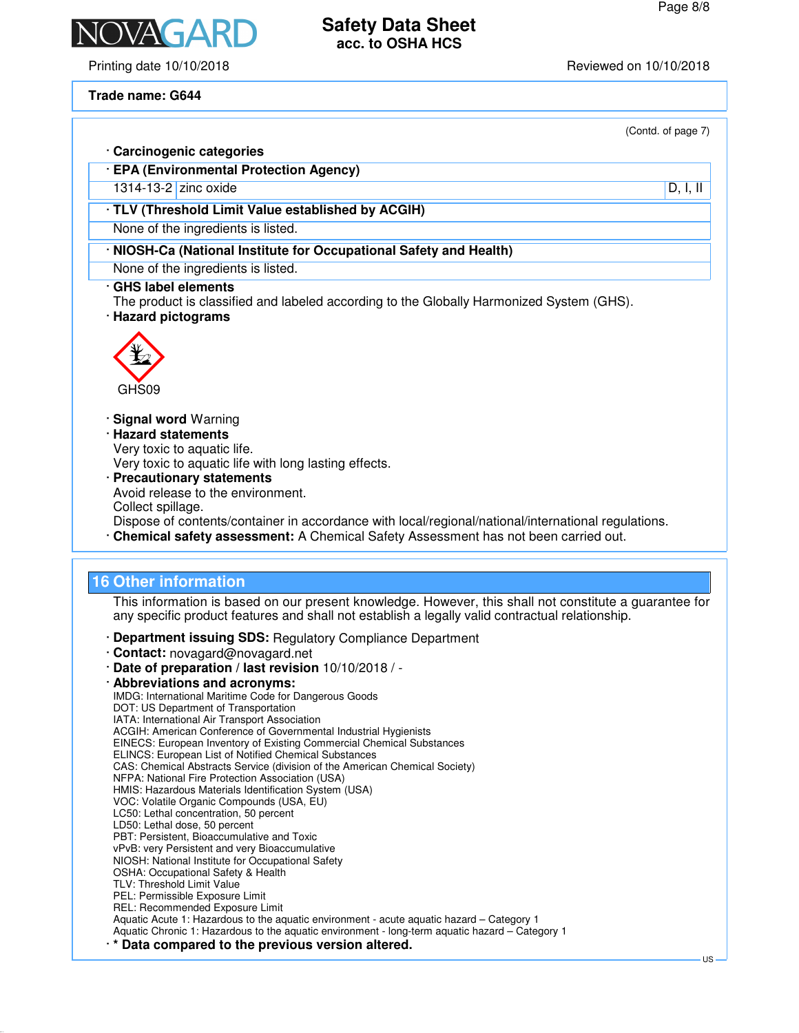Trade name: G644

(Contd. of page 7)

· **Carcinogenic categories**

· **EPA (Environmental Protection Agency)**

| | | |
|---|---|---|
| 1314-13-2 | zinc oxide | D, I, II |

· **TLV (Threshold Limit Value established by ACGIH)**

None of the ingredients is listed.

· **NIOSH-Ca (National Institute for Occupational Safety and Health)**

None of the ingredients is listed.

· **GHS label elements**
The product is classified and labeled according to the Globally Harmonized System (GHS).

· **Hazard pictograms**

GHS09

· **Signal word** Warning

· **Hazard statements**
Very toxic to aquatic life.
Very toxic to aquatic life with long lasting effects.

· **Precautionary statements**
Avoid release to the environment.
Collect spillage.
Dispose of contents/container in accordance with local/regional/national/international regulations.

· **Chemical safety assessment:** A Chemical Safety Assessment has not been carried out.

## 16 Other information

This information is based on our present knowledge. However, this shall not constitute a guarantee for any specific product features and shall not establish a legally valid contractual relationship.

· **Department issuing SDS:** Regulatory Compliance Department
· **Contact:** novagard@novagard.net
· **Date of preparation / last revision** 10/10/2018 / -
· **Abbreviations and acronyms:**
IMDG: International Maritime Code for Dangerous Goods
DOT: US Department of Transportation
IATA: International Air Transport Association
ACGIH: American Conference of Governmental Industrial Hygienists
EINECS: European Inventory of Existing Commercial Chemical Substances
ELINCS: European List of Notified Chemical Substances
CAS: Chemical Abstracts Service (division of the American Chemical Society)
NFPA: National Fire Protection Association (USA)
HMIS: Hazardous Materials Identification System (USA)
VOC: Volatile Organic Compounds (USA, EU)
LC50: Lethal concentration, 50 percent
LD50: Lethal dose, 50 percent
PBT: Persistent, Bioaccumulative and Toxic
vPvB: very Persistent and very Bioaccumulative
NIOSH: National Institute for Occupational Safety
OSHA: Occupational Safety & Health
TLV: Threshold Limit Value
PEL: Permissible Exposure Limit
REL: Recommended Exposure Limit
Aquatic Acute 1: Hazardous to the aquatic environment - acute aquatic hazard – Category 1
Aquatic Chronic 1: Hazardous to the aquatic environment - long-term aquatic hazard – Category 1

· **\* Data compared to the previous version altered.**